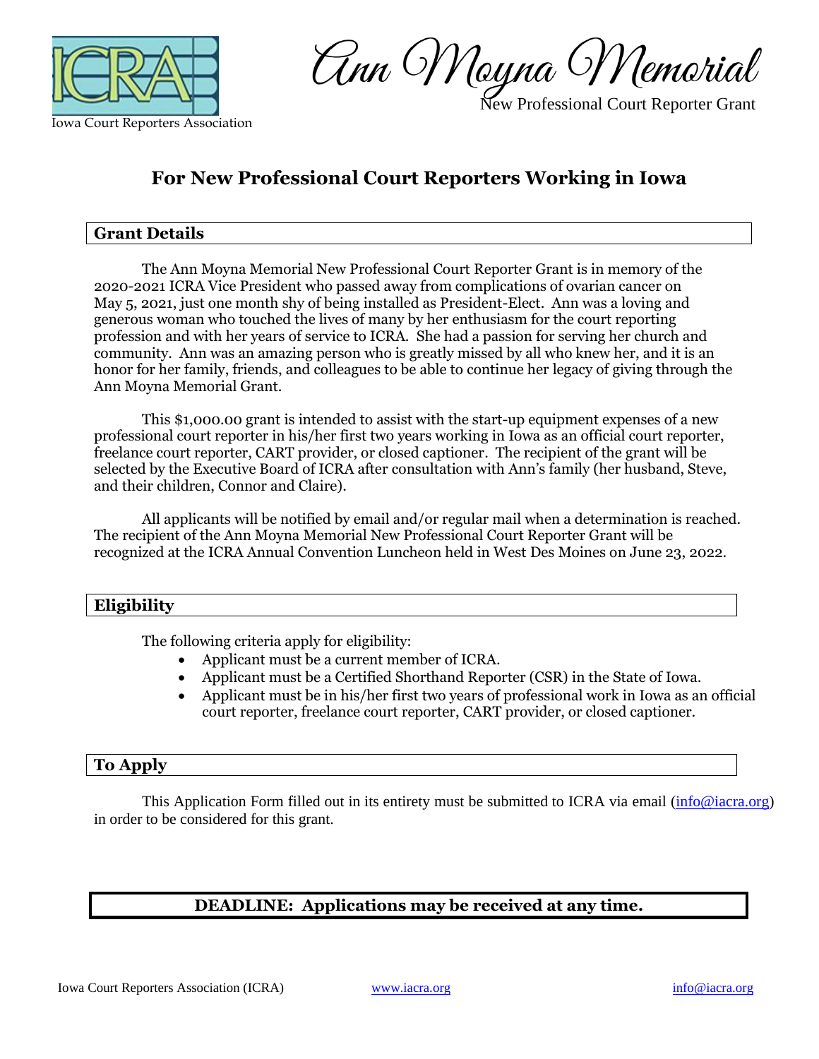Iowa Court Reporters Association

# Ann Moyna Memorial

New Professional Court Reporter Grant

## For New Professional Court Reporters Working in Iowa

### Grant Details

The Ann Moyna Memorial New Professional Court Reporter Grant is in memory of the 2020-2021 ICRA Vice President who passed away from complications of ovarian cancer on May 5, 2021, just one month shy of being installed as President-Elect. Ann was a loving and generous woman who touched the lives of many by her enthusiasm for the court reporting profession and with her years of service to ICRA. She had a passion for serving her church and community. Ann was an amazing person who is greatly missed by all who knew her, and it is an honor for her family, friends, and colleagues to be able to continue her legacy of giving through the Ann Moyna Memorial Grant.

This $1,000.00 grant is intended to assist with the start-up equipment expenses of a new professional court reporter in his/her first two years working in Iowa as an official court reporter, freelance court reporter, CART provider, or closed captioner. The recipient of the grant will be selected by the Executive Board of ICRA after consultation with Ann's family (her husband, Steve, and their children, Connor and Claire).

All applicants will be notified by email and/or regular mail when a determination is reached. The recipient of the Ann Moyna Memorial New Professional Court Reporter Grant will be recognized at the ICRA Annual Convention Luncheon held in West Des Moines on June 23, 2022.

### Eligibility

The following criteria apply for eligibility:

- Applicant must be a current member of ICRA.
- Applicant must be a Certified Shorthand Reporter (CSR) in the State of Iowa.
- Applicant must be in his/her first two years of professional work in Iowa as an official court reporter, freelance court reporter, CART provider, or closed captioner.

### To Apply

This Application Form filled out in its entirety must be submitted to ICRA via email (info@iacra.org) in order to be considered for this grant.

**DEADLINE: Applications may be received at any time.**

Iowa Court Reporters Association (ICRA) www.iacra.org info@iacra.org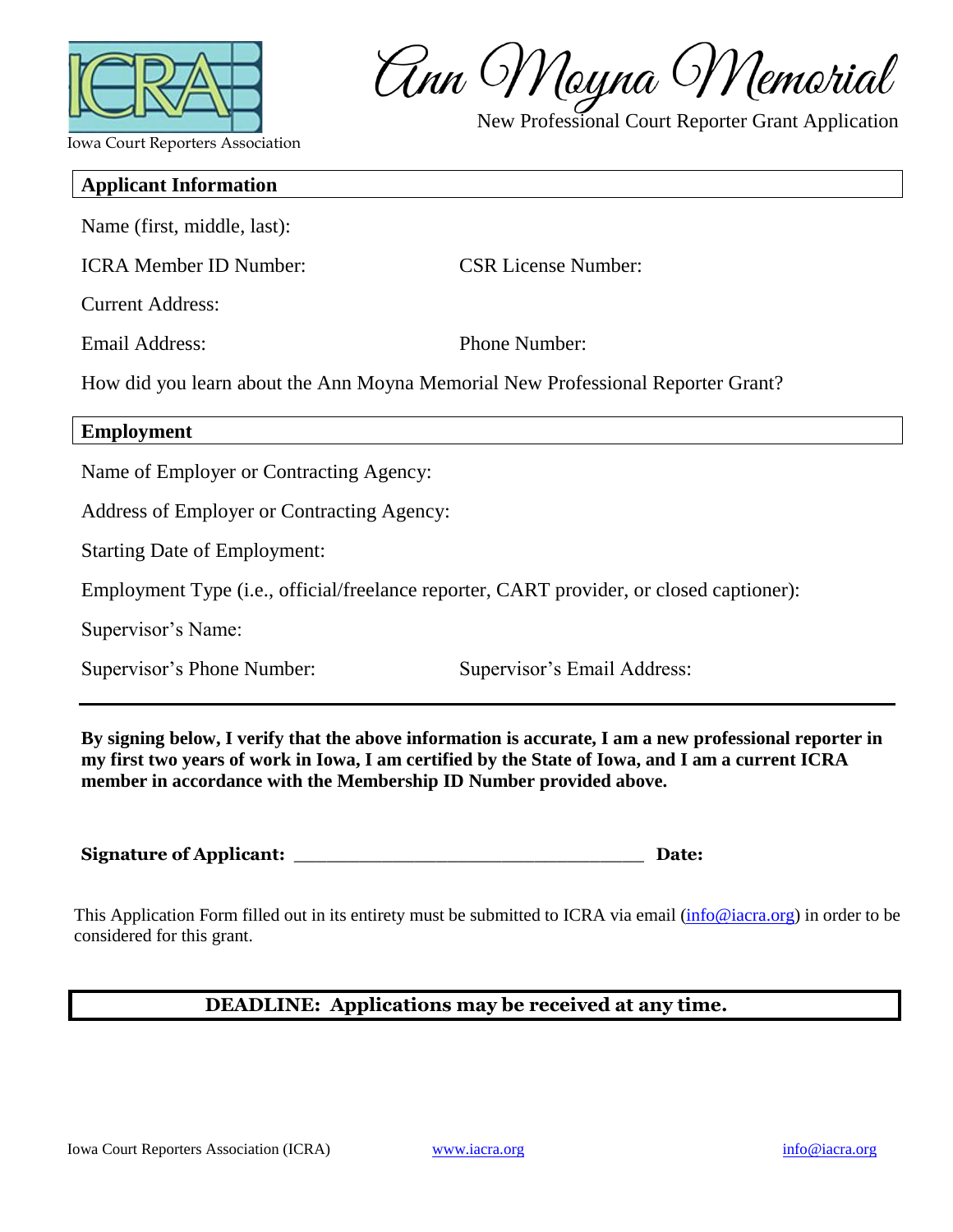Iowa Court Reporters Association

# Ann Moyna Memorial

New Professional Court Reporter Grant Application

## Applicant Information

Name (first, middle, last):

ICRA Member ID Number: CSR License Number:

Current Address:

Email Address: Phone Number:

How did you learn about the Ann Moyna Memorial New Professional Reporter Grant?

## Employment

Name of Employer or Contracting Agency:

Address of Employer or Contracting Agency:

Starting Date of Employment:

Employment Type (i.e., official/freelance reporter, CART provider, or closed captioner):

Supervisor's Name:

Supervisor's Phone Number: Supervisor's Email Address:

---

**By signing below, I verify that the above information is accurate, I am a new professional reporter in my first two years of work in Iowa, I am certified by the State of Iowa, and I am a current ICRA member in accordance with the Membership ID Number provided above.**

**Signature of Applicant:** \_\_\_\_\_\_\_\_\_\_\_\_\_\_\_\_\_\_\_\_\_\_\_\_\_\_\_\_\_\_\_\_\_\_ **Date:**

This Application Form filled out in its entirety must be submitted to ICRA via email (info@iacra.org) in order to be considered for this grant.

**DEADLINE: Applications may be received at any time.**

Iowa Court Reporters Association (ICRA) www.iacra.org info@iacra.org